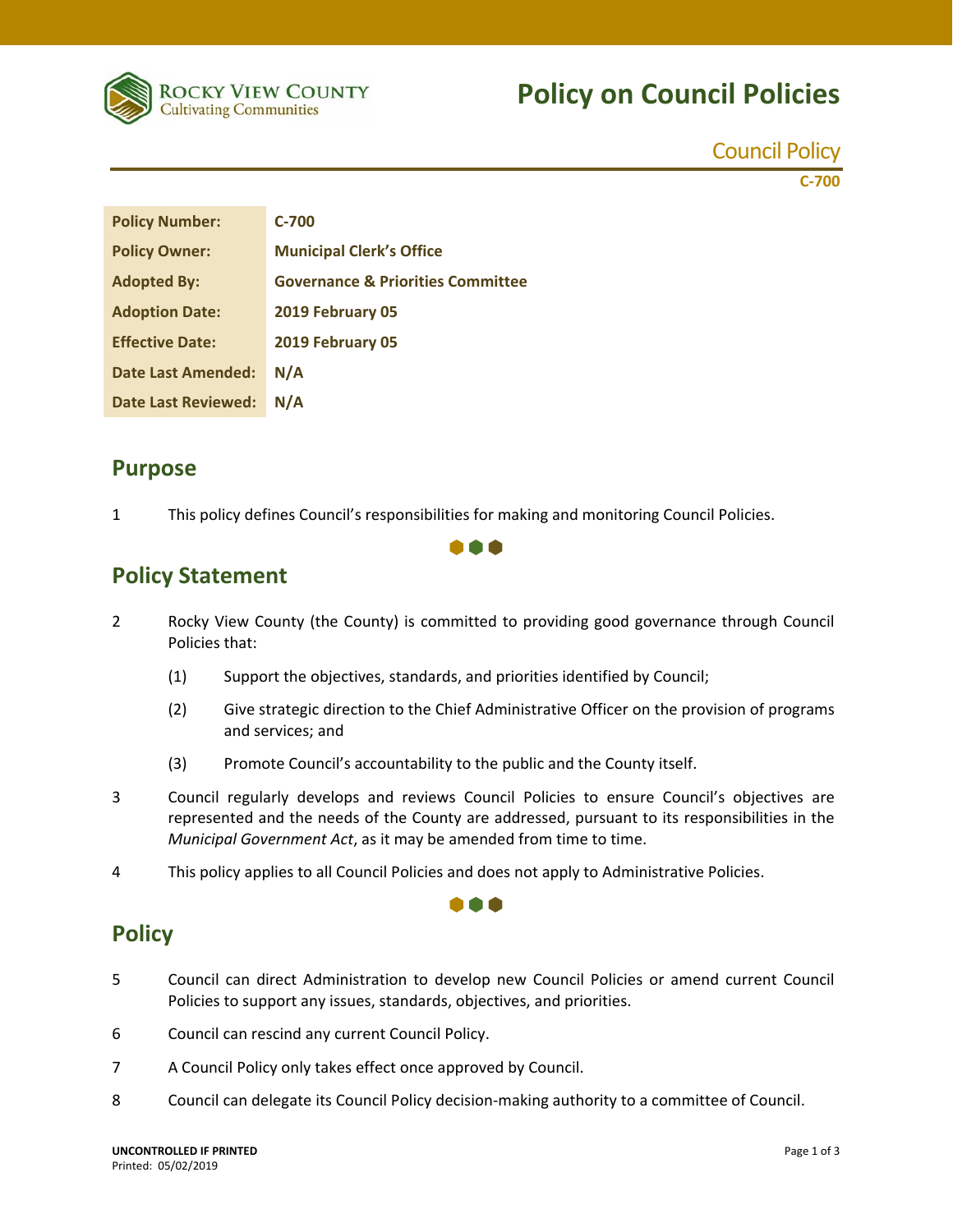# Policy on Council Policies

Council Policy

C-700

| Policy Number: | C-700 |
|---|---|
| Policy Owner: | Municipal Clerk's Office |
| Adopted By: | Governance & Priorities Committee |
| Adoption Date: | 2019 February 05 |
| Effective Date: | 2019 February 05 |
| Date Last Amended: | N/A |
| Date Last Reviewed: | N/A |

## Purpose

1 This policy defines Council's responsibilities for making and monitoring Council Policies.

## Policy Statement

2 Rocky View County (the County) is committed to providing good governance through Council Policies that:

(1) Support the objectives, standards, and priorities identified by Council;

(2) Give strategic direction to the Chief Administrative Officer on the provision of programs and services; and

(3) Promote Council's accountability to the public and the County itself.

3 Council regularly develops and reviews Council Policies to ensure Council's objectives are represented and the needs of the County are addressed, pursuant to its responsibilities in the *Municipal Government Act*, as it may be amended from time to time.

4 This policy applies to all Council Policies and does not apply to Administrative Policies.

## Policy

5 Council can direct Administration to develop new Council Policies or amend current Council Policies to support any issues, standards, objectives, and priorities.

6 Council can rescind any current Council Policy.

7 A Council Policy only takes effect once approved by Council.

8 Council can delegate its Council Policy decision-making authority to a committee of Council.

UNCONTROLLED IF PRINTED
Printed: 05/02/2019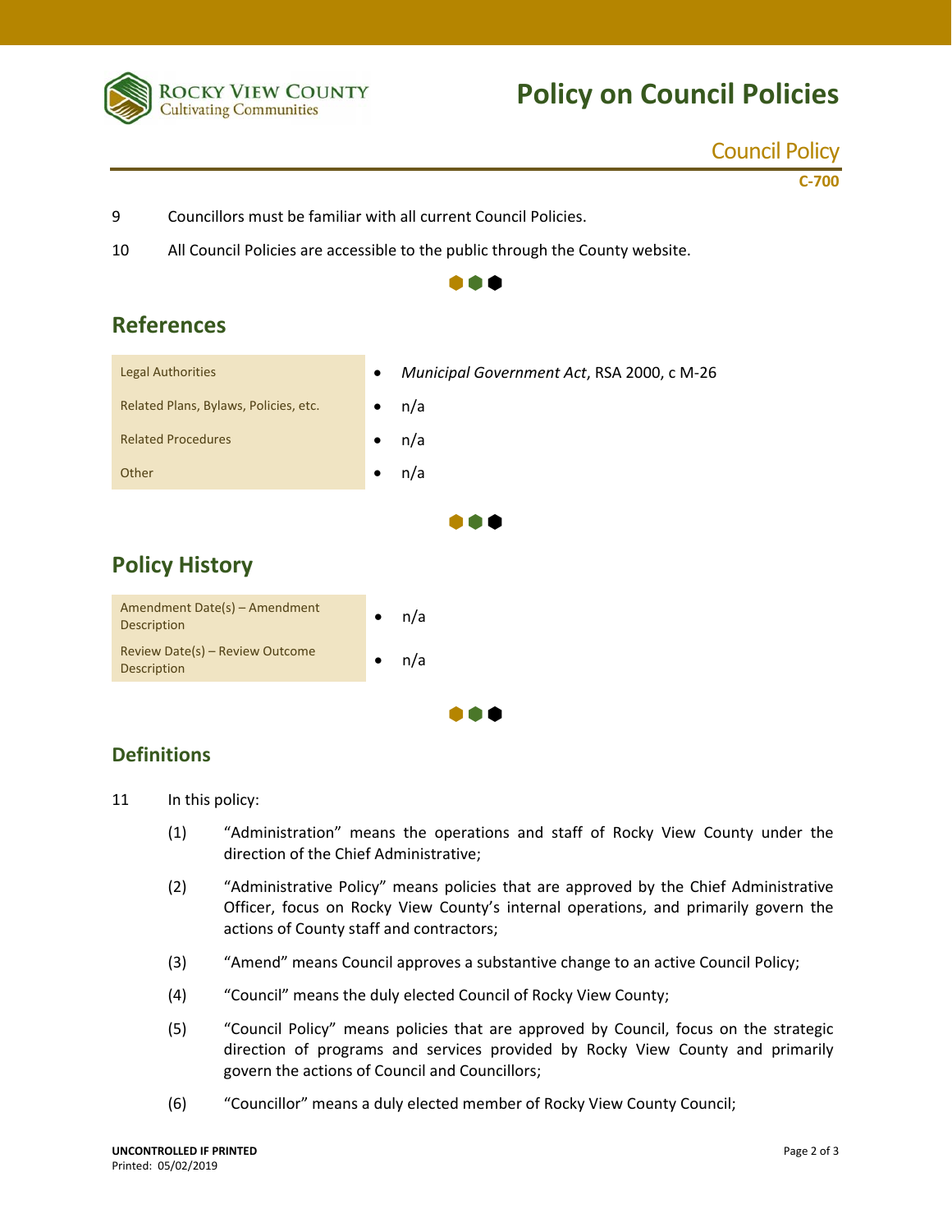9 Councillors must be familiar with all current Council Policies.

10 All Council Policies are accessible to the public through the County website.

## References

| | |
|---|---|
| Legal Authorities | • *Municipal Government Act*, RSA 2000, c M-26 |
| Related Plans, Bylaws, Policies, etc. | • n/a |
| Related Procedures | • n/a |
| Other | • n/a |

## Policy History

| | |
|---|---|
| Amendment Date(s) – Amendment Description | • n/a |
| Review Date(s) – Review Outcome Description | • n/a |

## Definitions

11 In this policy:

(1) "Administration" means the operations and staff of Rocky View County under the direction of the Chief Administrative;

(2) "Administrative Policy" means policies that are approved by the Chief Administrative Officer, focus on Rocky View County's internal operations, and primarily govern the actions of County staff and contractors;

(3) "Amend" means Council approves a substantive change to an active Council Policy;

(4) "Council" means the duly elected Council of Rocky View County;

(5) "Council Policy" means policies that are approved by Council, focus on the strategic direction of programs and services provided by Rocky View County and primarily govern the actions of Council and Councillors;

(6) "Councillor" means a duly elected member of Rocky View County Council;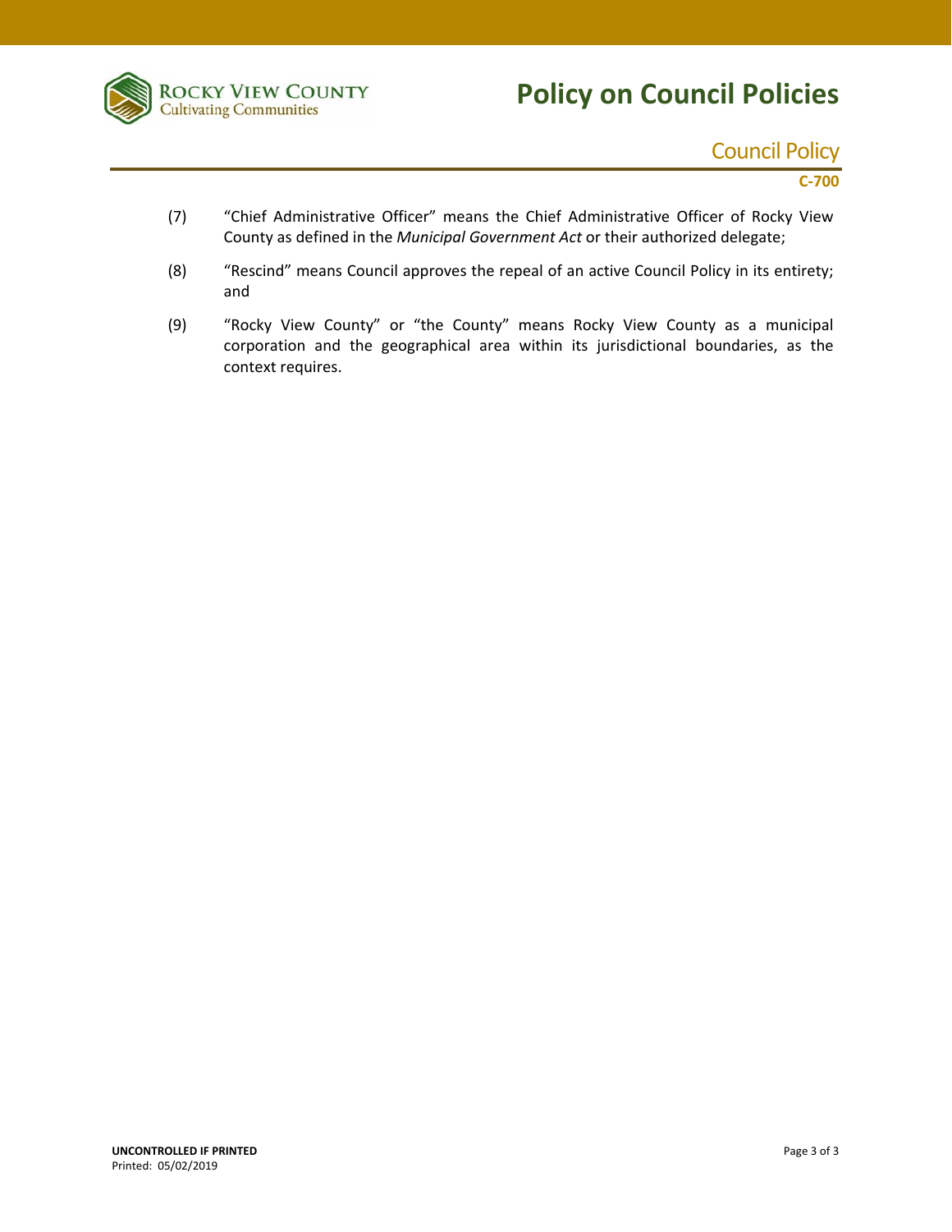(7) "Chief Administrative Officer" means the Chief Administrative Officer of Rocky View County as defined in the *Municipal Government Act* or their authorized delegate;

(8) "Rescind" means Council approves the repeal of an active Council Policy in its entirety; and

(9) "Rocky View County" or "the County" means Rocky View County as a municipal corporation and the geographical area within its jurisdictional boundaries, as the context requires.